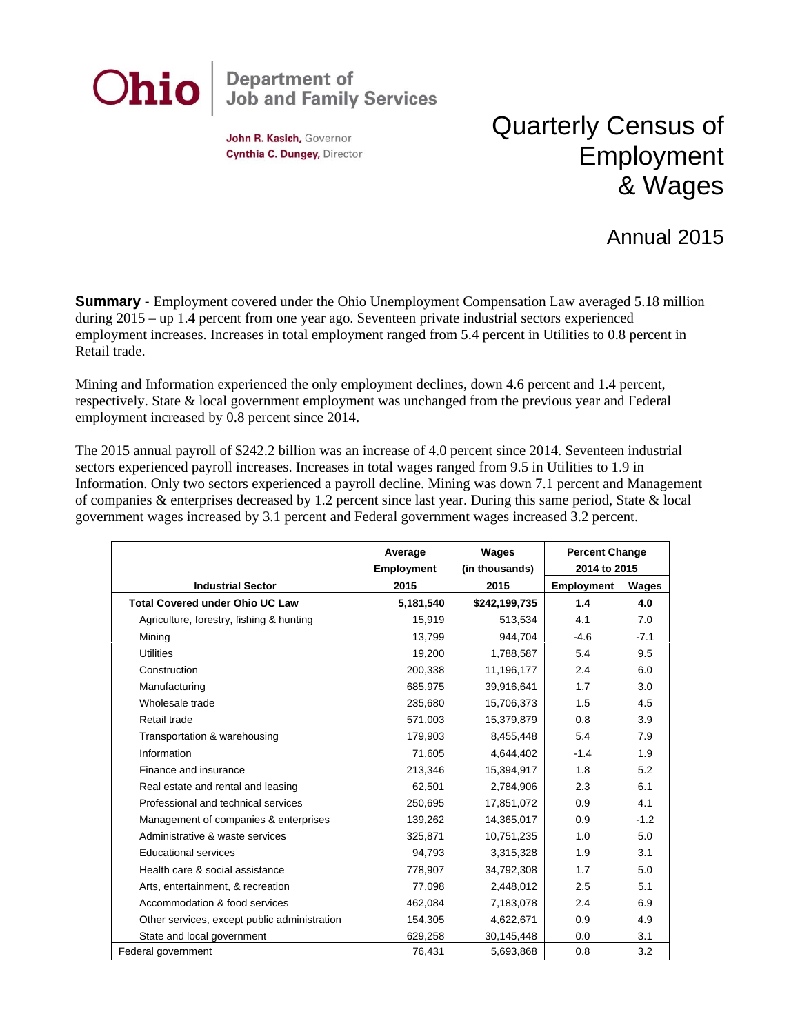Ohio | Department of Job and Family Services

John R. Kasich, Governor
Cynthia C. Dungey, Director

# Quarterly Census of Employment & Wages

## Annual 2015

**Summary** - Employment covered under the Ohio Unemployment Compensation Law averaged 5.18 million during 2015 – up 1.4 percent from one year ago. Seventeen private industrial sectors experienced employment increases. Increases in total employment ranged from 5.4 percent in Utilities to 0.8 percent in Retail trade.

Mining and Information experienced the only employment declines, down 4.6 percent and 1.4 percent, respectively. State & local government employment was unchanged from the previous year and Federal employment increased by 0.8 percent since 2014.

The 2015 annual payroll of $242.2 billion was an increase of 4.0 percent since 2014. Seventeen industrial sectors experienced payroll increases. Increases in total wages ranged from 9.5 in Utilities to 1.9 in Information. Only two sectors experienced a payroll decline. Mining was down 7.1 percent and Management of companies & enterprises decreased by 1.2 percent since last year. During this same period, State & local government wages increased by 3.1 percent and Federal government wages increased 3.2 percent.

| Industrial Sector | Average Employment 2015 | Wages (in thousands) 2015 | Percent Change 2014 to 2015 | |
|---|---|---|---|---|
| | | | Employment | Wages |
| **Total Covered under Ohio UC Law** | **5,181,540** | **$242,199,735** | **1.4** | **4.0** |
| Agriculture, forestry, fishing & hunting | 15,919 | 513,534 | 4.1 | 7.0 |
| Mining | 13,799 | 944,704 | -4.6 | -7.1 |
| Utilities | 19,200 | 1,788,587 | 5.4 | 9.5 |
| Construction | 200,338 | 11,196,177 | 2.4 | 6.0 |
| Manufacturing | 685,975 | 39,916,641 | 1.7 | 3.0 |
| Wholesale trade | 235,680 | 15,706,373 | 1.5 | 4.5 |
| Retail trade | 571,003 | 15,379,879 | 0.8 | 3.9 |
| Transportation & warehousing | 179,903 | 8,455,448 | 5.4 | 7.9 |
| Information | 71,605 | 4,644,402 | -1.4 | 1.9 |
| Finance and insurance | 213,346 | 15,394,917 | 1.8 | 5.2 |
| Real estate and rental and leasing | 62,501 | 2,784,906 | 2.3 | 6.1 |
| Professional and technical services | 250,695 | 17,851,072 | 0.9 | 4.1 |
| Management of companies & enterprises | 139,262 | 14,365,017 | 0.9 | -1.2 |
| Administrative & waste services | 325,871 | 10,751,235 | 1.0 | 5.0 |
| Educational services | 94,793 | 3,315,328 | 1.9 | 3.1 |
| Health care & social assistance | 778,907 | 34,792,308 | 1.7 | 5.0 |
| Arts, entertainment, & recreation | 77,098 | 2,448,012 | 2.5 | 5.1 |
| Accommodation & food services | 462,084 | 7,183,078 | 2.4 | 6.9 |
| Other services, except public administration | 154,305 | 4,622,671 | 0.9 | 4.9 |
| State and local government | 629,258 | 30,145,448 | 0.0 | 3.1 |
| Federal government | 76,431 | 5,693,868 | 0.8 | 3.2 |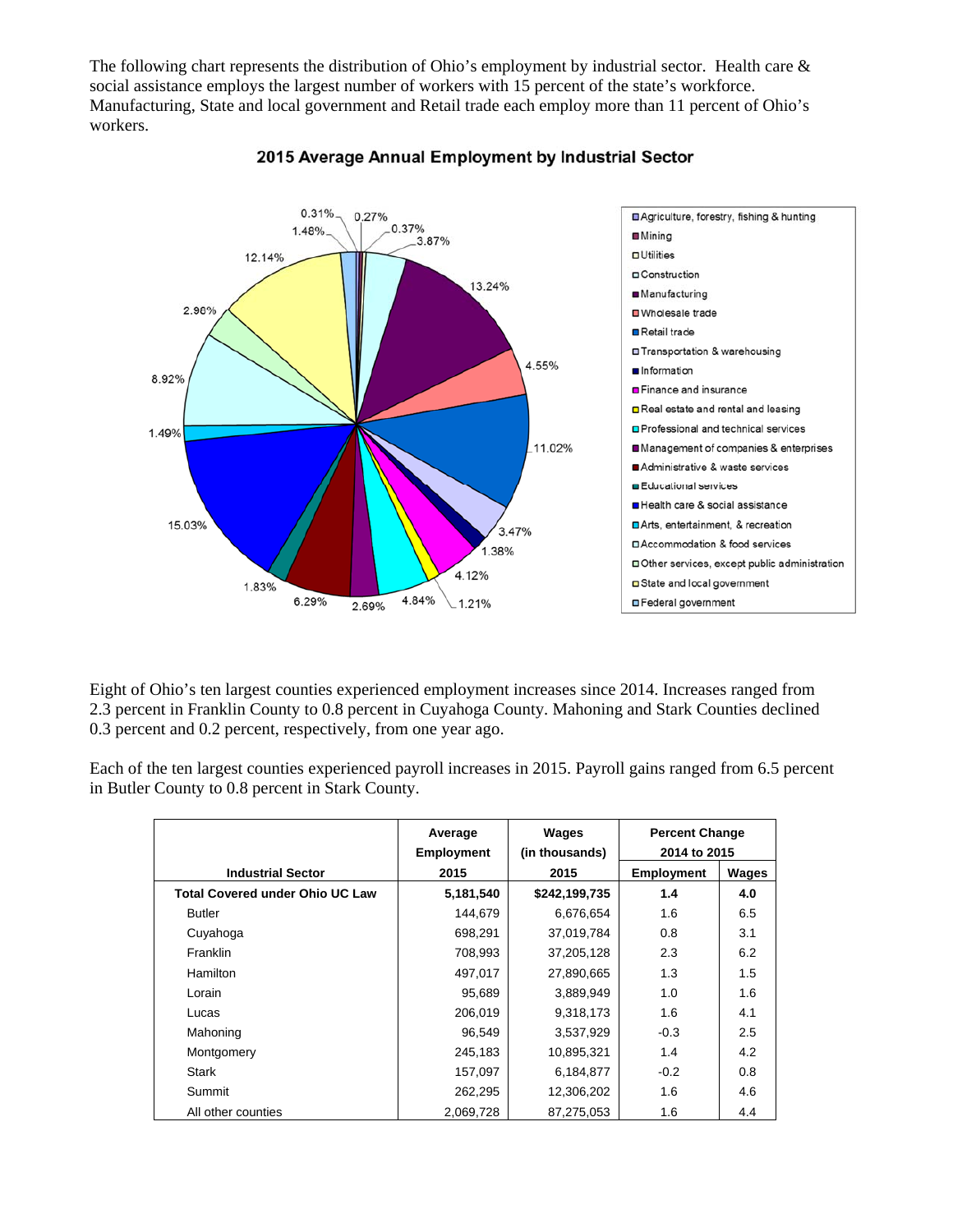The following chart represents the distribution of Ohio's employment by industrial sector. Health care & social assistance employs the largest number of workers with 15 percent of the state's workforce. Manufacturing, State and local government and Retail trade each employ more than 11 percent of Ohio's workers.

**2015 Average Annual Employment by Industrial Sector**

Eight of Ohio's ten largest counties experienced employment increases since 2014. Increases ranged from 2.3 percent in Franklin County to 0.8 percent in Cuyahoga County. Mahoning and Stark Counties declined 0.3 percent and 0.2 percent, respectively, from one year ago.

Each of the ten largest counties experienced payroll increases in 2015. Payroll gains ranged from 6.5 percent in Butler County to 0.8 percent in Stark County.

| Industrial Sector | Average Employment 2015 | Wages (in thousands) 2015 | Percent Change 2014 to 2015 | |
|---|---|---|---|---|
| | | | Employment | Wages |
| **Total Covered under Ohio UC Law** | **5,181,540** | **$242,199,735** | **1.4** | **4.0** |
| Butler | 144,679 | 6,676,654 | 1.6 | 6.5 |
| Cuyahoga | 698,291 | 37,019,784 | 0.8 | 3.1 |
| Franklin | 708,993 | 37,205,128 | 2.3 | 6.2 |
| Hamilton | 497,017 | 27,890,665 | 1.3 | 1.5 |
| Lorain | 95,689 | 3,889,949 | 1.0 | 1.6 |
| Lucas | 206,019 | 9,318,173 | 1.6 | 4.1 |
| Mahoning | 96,549 | 3,537,929 | -0.3 | 2.5 |
| Montgomery | 245,183 | 10,895,321 | 1.4 | 4.2 |
| Stark | 157,097 | 6,184,877 | -0.2 | 0.8 |
| Summit | 262,295 | 12,306,202 | 1.6 | 4.6 |
| All other counties | 2,069,728 | 87,275,053 | 1.6 | 4.4 |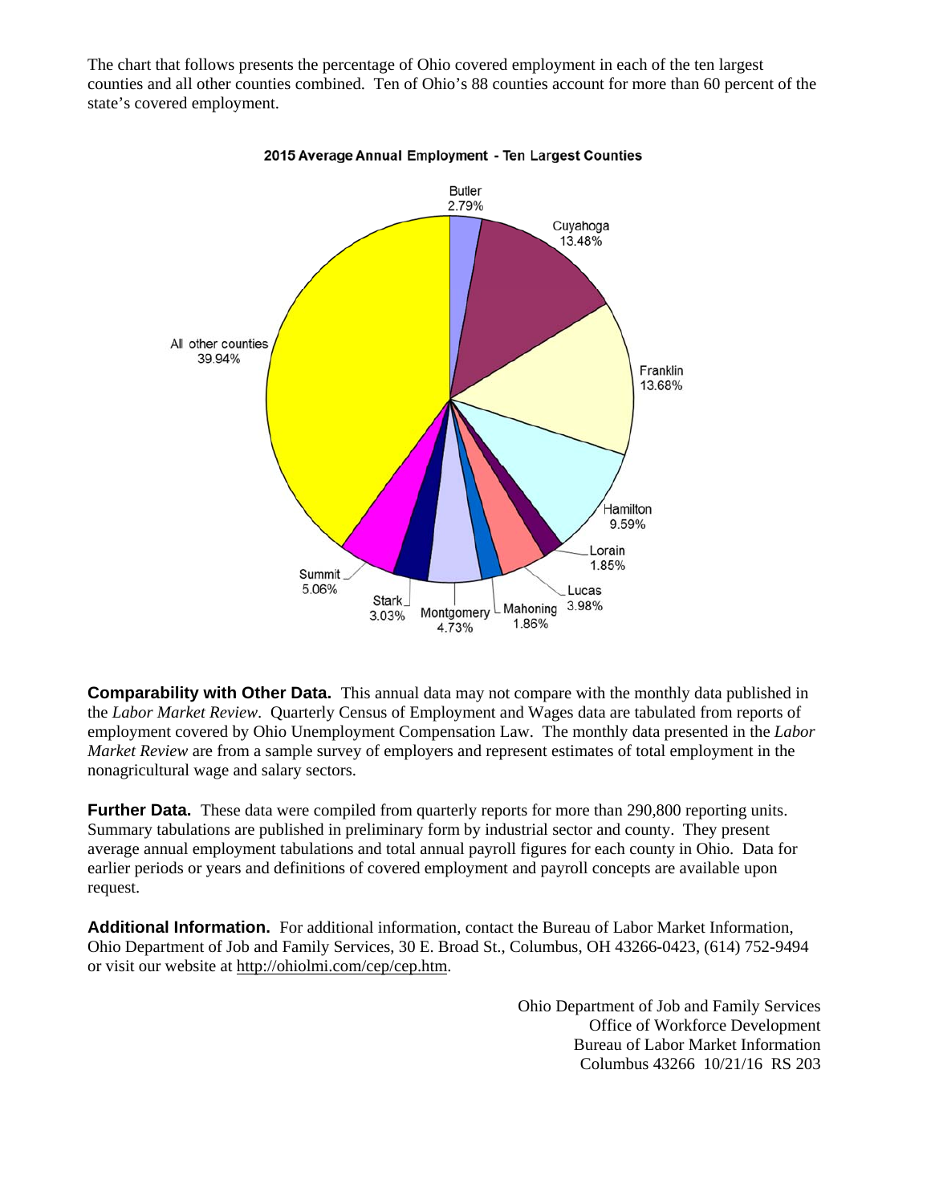The chart that follows presents the percentage of Ohio covered employment in each of the ten largest counties and all other counties combined. Ten of Ohio's 88 counties account for more than 60 percent of the state's covered employment.

**2015 Average Annual Employment - Ten Largest Counties**

Butler
2.79%

Cuyahoga
13.48%

Franklin
13.68%

Hamilton
9.59%

Lorain
1.85%

Lucas
3.98%

Mahoning
1.86%

Montgomery
4.73%

Stark
3.03%

Summit
5.06%

All other counties
39.94%

**Comparability with Other Data.** This annual data may not compare with the monthly data published in the *Labor Market Review*. Quarterly Census of Employment and Wages data are tabulated from reports of employment covered by Ohio Unemployment Compensation Law. The monthly data presented in the *Labor Market Review* are from a sample survey of employers and represent estimates of total employment in the nonagricultural wage and salary sectors.

**Further Data.** These data were compiled from quarterly reports for more than 290,800 reporting units. Summary tabulations are published in preliminary form by industrial sector and county. They present average annual employment tabulations and total annual payroll figures for each county in Ohio. Data for earlier periods or years and definitions of covered employment and payroll concepts are available upon request.

**Additional Information.** For additional information, contact the Bureau of Labor Market Information, Ohio Department of Job and Family Services, 30 E. Broad St., Columbus, OH 43266-0423, (614) 752-9494 or visit our website at http://ohiolmi.com/cep/cep.htm.

Ohio Department of Job and Family Services
Office of Workforce Development
Bureau of Labor Market Information
Columbus 43266 10/21/16 RS 203